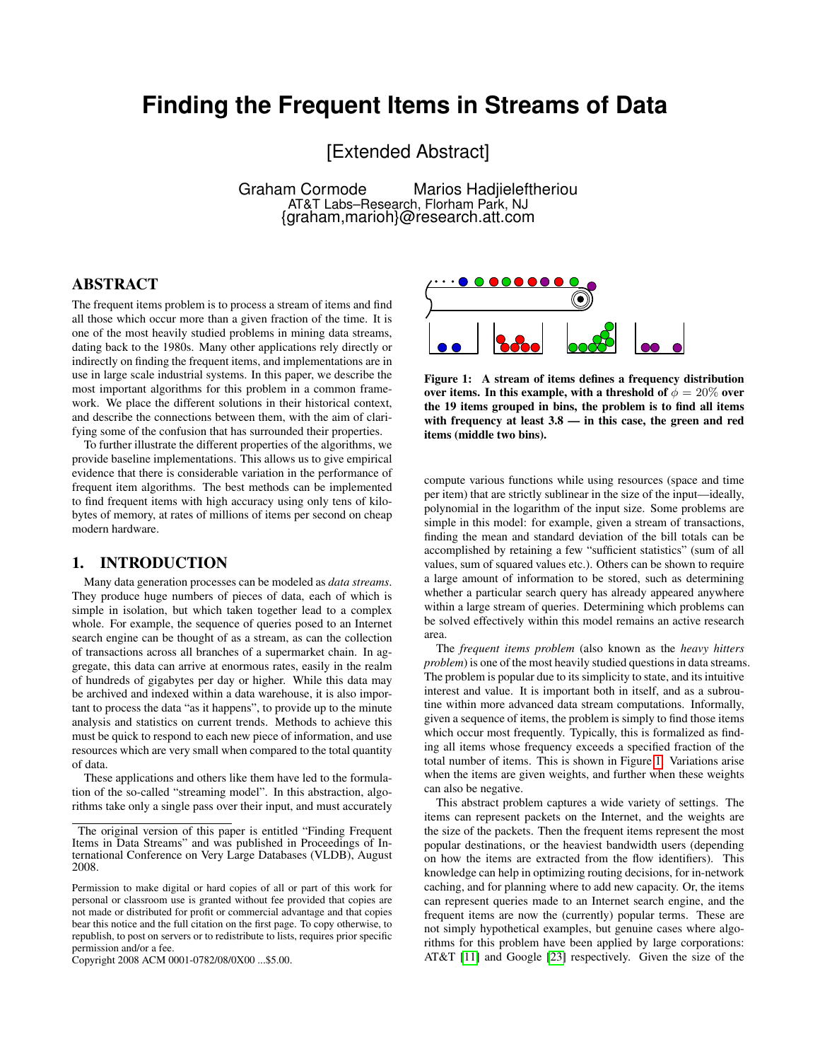# Finding the Frequent Items in Streams of Data

[Extended Abstract]

Graham Cormode  Marios Hadjieleftheriou
AT&T Labs–Research, Florham Park, NJ
{graham,marioh}@research.att.com

## ABSTRACT

The frequent items problem is to process a stream of items and find all those which occur more than a given fraction of the time. It is one of the most heavily studied problems in mining data streams, dating back to the 1980s. Many other applications rely directly or indirectly on finding the frequent items, and implementations are in use in large scale industrial systems. In this paper, we describe the most important algorithms for this problem in a common framework. We place the different solutions in their historical context, and describe the connections between them, with the aim of clarifying some of the confusion that has surrounded their properties.

To further illustrate the different properties of the algorithms, we provide baseline implementations. This allows us to give empirical evidence that there is considerable variation in the performance of frequent item algorithms. The best methods can be implemented to find frequent items with high accuracy using only tens of kilobytes of memory, at rates of millions of items per second on cheap modern hardware.

## 1. INTRODUCTION

Many data generation processes can be modeled as *data streams*. They produce huge numbers of pieces of data, each of which is simple in isolation, but which taken together lead to a complex whole. For example, the sequence of queries posed to an Internet search engine can be thought of as a stream, as can the collection of transactions across all branches of a supermarket chain. In aggregate, this data can arrive at enormous rates, easily in the realm of hundreds of gigabytes per day or higher. While this data may be archived and indexed within a data warehouse, it is also important to process the data "as it happens", to provide up to the minute analysis and statistics on current trends. Methods to achieve this must be quick to respond to each new piece of information, and use resources which are very small when compared to the total quantity of data.

These applications and others like them have led to the formulation of the so-called "streaming model". In this abstraction, algorithms take only a single pass over their input, and must accurately compute various functions while using resources (space and time per item) that are strictly sublinear in the size of the input—ideally, polynomial in the logarithm of the input size. Some problems are simple in this model: for example, given a stream of transactions, finding the mean and standard deviation of the bill totals can be accomplished by retaining a few "sufficient statistics" (sum of all values, sum of squared values etc.). Others can be shown to require a large amount of information to be stored, such as determining whether a particular search query has already appeared anywhere within a large stream of queries. Determining which problems can be solved effectively within this model remains an active research area.

**Figure 1: A stream of items defines a frequency distribution over items. In this example, with a threshold of $\phi = 20\%$ over the 19 items grouped in bins, the problem is to find all items with frequency at least 3.8 — in this case, the green and red items (middle two bins).**

The *frequent items problem* (also known as the *heavy hitters problem*) is one of the most heavily studied questions in data streams. The problem is popular due to its simplicity to state, and its intuitive interest and value. It is important both in itself, and as a subroutine within more advanced data stream computations. Informally, given a sequence of items, the problem is simply to find those items which occur most frequently. Typically, this is formalized as finding all items whose frequency exceeds a specified fraction of the total number of items. This is shown in Figure 1. Variations arise when the items are given weights, and further when these weights can also be negative.

This abstract problem captures a wide variety of settings. The items can represent packets on the Internet, and the weights are the size of the packets. Then the frequent items represent the most popular destinations, or the heaviest bandwidth users (depending on how the items are extracted from the flow identifiers). This knowledge can help in optimizing routing decisions, for in-network caching, and for planning where to add new capacity. Or, the items can represent queries made to an Internet search engine, and the frequent items are now the (currently) popular terms. These are not simply hypothetical examples, but genuine cases where algorithms for this problem have been applied by large corporations: AT&T [11] and Google [23] respectively. Given the size of the

---

The original version of this paper is entitled "Finding Frequent Items in Data Streams" and was published in Proceedings of International Conference on Very Large Databases (VLDB), August 2008.

Permission to make digital or hard copies of all or part of this work for personal or classroom use is granted without fee provided that copies are not made or distributed for profit or commercial advantage and that copies bear this notice and the full citation on the first page. To copy otherwise, to republish, to post on servers or to redistribute to lists, requires prior specific permission and/or a fee.
Copyright 2008 ACM 0001-0782/08/0X00 ...$5.00.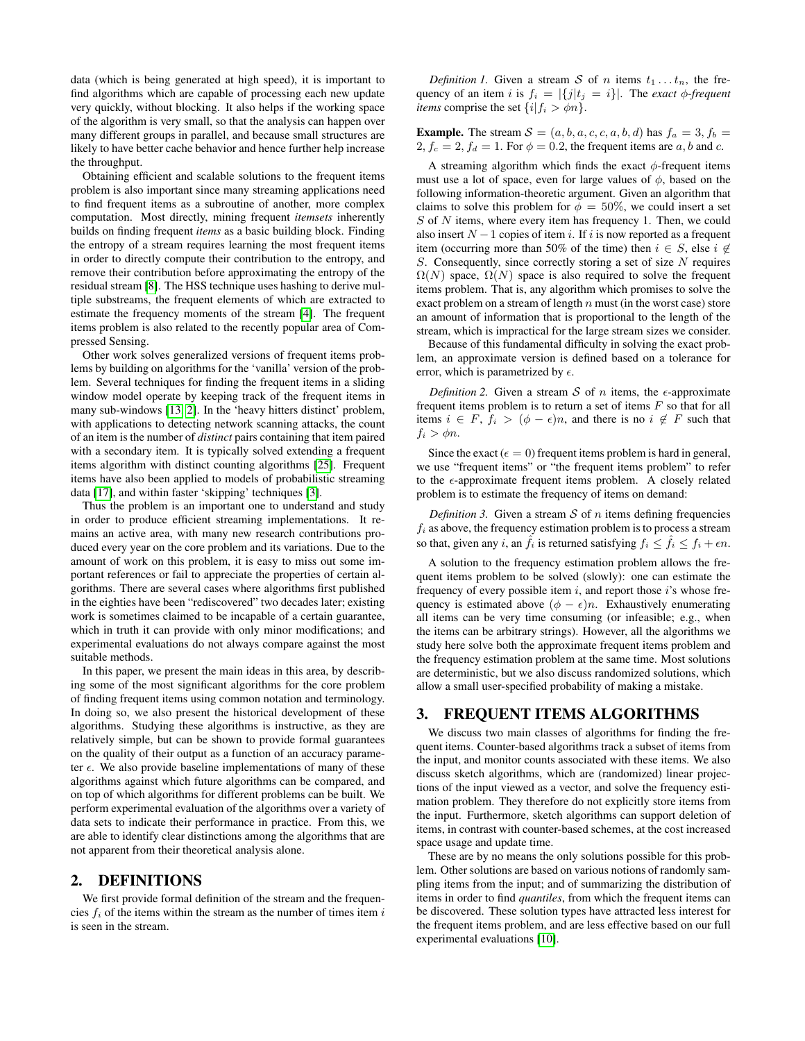data (which is being generated at high speed), it is important to find algorithms which are capable of processing each new update very quickly, without blocking. It also helps if the working space of the algorithm is very small, so that the analysis can happen over many different groups in parallel, and because small structures are likely to have better cache behavior and hence further help increase the throughput.

Obtaining efficient and scalable solutions to the frequent items problem is also important since many streaming applications need to find frequent items as a subroutine of another, more complex computation. Most directly, mining frequent *itemsets* inherently builds on finding frequent *items* as a basic building block. Finding the entropy of a stream requires learning the most frequent items in order to directly compute their contribution to the entropy, and remove their contribution before approximating the entropy of the residual stream [8]. The HSS technique uses hashing to derive multiple substreams, the frequent elements of which are extracted to estimate the frequency moments of the stream [4]. The frequent items problem is also related to the recently popular area of Compressed Sensing.

Other work solves generalized versions of frequent items problems by building on algorithms for the 'vanilla' version of the problem. Several techniques for finding the frequent items in a sliding window model operate by keeping track of the frequent items in many sub-windows [13, 2]. In the 'heavy hitters distinct' problem, with applications to detecting network scanning attacks, the count of an item is the number of *distinct* pairs containing that item paired with a secondary item. It is typically solved extending a frequent items algorithm with distinct counting algorithms [25]. Frequent items have also been applied to models of probabilistic streaming data [17], and within faster 'skipping' techniques [3].

Thus the problem is an important one to understand and study in order to produce efficient streaming implementations. It remains an active area, with many new research contributions produced every year on the core problem and its variations. Due to the amount of work on this problem, it is easy to miss out some important references or fail to appreciate the properties of certain algorithms. There are several cases where algorithms first published in the eighties have been "rediscovered" two decades later; existing work is sometimes claimed to be incapable of a certain guarantee, which in truth it can provide with only minor modifications; and experimental evaluations do not always compare against the most suitable methods.

In this paper, we present the main ideas in this area, by describing some of the most significant algorithms for the core problem of finding frequent items using common notation and terminology. In doing so, we also present the historical development of these algorithms. Studying these algorithms is instructive, as they are relatively simple, but can be shown to provide formal guarantees on the quality of their output as a function of an accuracy parameter $\epsilon$. We also provide baseline implementations of many of these algorithms against which future algorithms can be compared, and on top of which algorithms for different problems can be built. We perform experimental evaluation of the algorithms over a variety of data sets to indicate their performance in practice. From this, we are able to identify clear distinctions among the algorithms that are not apparent from their theoretical analysis alone.

## 2. DEFINITIONS

We first provide formal definition of the stream and the frequencies $f_i$ of the items within the stream as the number of times item $i$ is seen in the stream.

*Definition 1.* Given a stream $\mathcal{S}$ of $n$ items $t_1 \dots t_n$, the frequency of an item $i$ is $f_i = |\{j | t_j = i\}|$. The *exact $\phi$-frequent items* comprise the set $\{i | f_i > \phi n\}$.

**Example.** The stream $\mathcal{S} = (a, b, a, c, c, a, b, d)$ has $f_a = 3$, $f_b = 2$, $f_c = 2$, $f_d = 1$. For $\phi = 0.2$, the frequent items are $a$, $b$ and $c$.

A streaming algorithm which finds the exact $\phi$-frequent items must use a lot of space, even for large values of $\phi$, based on the following information-theoretic argument. Given an algorithm that claims to solve this problem for $\phi = 50\%$, we could insert a set $S$ of $N$ items, where every item has frequency 1. Then, we could also insert $N-1$ copies of item $i$. If $i$ is now reported as a frequent item (occurring more than 50% of the time) then $i \in S$, else $i \notin S$. Consequently, since correctly storing a set of size $N$ requires $\Omega(N)$ space, $\Omega(N)$ space is also required to solve the frequent items problem. That is, any algorithm which promises to solve the exact problem on a stream of length $n$ must (in the worst case) store an amount of information that is proportional to the length of the stream, which is impractical for the large stream sizes we consider.

Because of this fundamental difficulty in solving the exact problem, an approximate version is defined based on a tolerance for error, which is parametrized by $\epsilon$.

*Definition 2.* Given a stream $\mathcal{S}$ of $n$ items, the $\epsilon$-approximate frequent items problem is to return a set of items $F$ so that for all items $i \in F$, $f_i > (\phi - \epsilon)n$, and there is no $i \notin F$ such that $f_i > \phi n$.

Since the exact ($\epsilon = 0$) frequent items problem is hard in general, we use "frequent items" or "the frequent items problem" to refer to the $\epsilon$-approximate frequent items problem. A closely related problem is to estimate the frequency of items on demand:

*Definition 3.* Given a stream $\mathcal{S}$ of $n$ items defining frequencies $f_i$ as above, the frequency estimation problem is to process a stream so that, given any $i$, an $\hat{f}_i$ is returned satisfying $f_i \leq \hat{f}_i \leq f_i + \epsilon n$.

A solution to the frequency estimation problem allows the frequent items problem to be solved (slowly): one can estimate the frequency of every possible item $i$, and report those $i$'s whose frequency is estimated above $(\phi - \epsilon)n$. Exhaustively enumerating all items can be very time consuming (or infeasible; e.g., when the items can be arbitrary strings). However, all the algorithms we study here solve both the approximate frequent items problem and the frequency estimation problem at the same time. Most solutions are deterministic, but we also discuss randomized solutions, which allow a small user-specified probability of making a mistake.

## 3. FREQUENT ITEMS ALGORITHMS

We discuss two main classes of algorithms for finding the frequent items. Counter-based algorithms track a subset of items from the input, and monitor counts associated with these items. We also discuss sketch algorithms, which are (randomized) linear projections of the input viewed as a vector, and solve the frequency estimation problem. They therefore do not explicitly store items from the input. Furthermore, sketch algorithms can support deletion of items, in contrast with counter-based schemes, at the cost increased space usage and update time.

These are by no means the only solutions possible for this problem. Other solutions are based on various notions of randomly sampling items from the input; and of summarizing the distribution of items in order to find *quantiles*, from which the frequent items can be discovered. These solution types have attracted less interest for the frequent items problem, and are less effective based on our full experimental evaluations [10].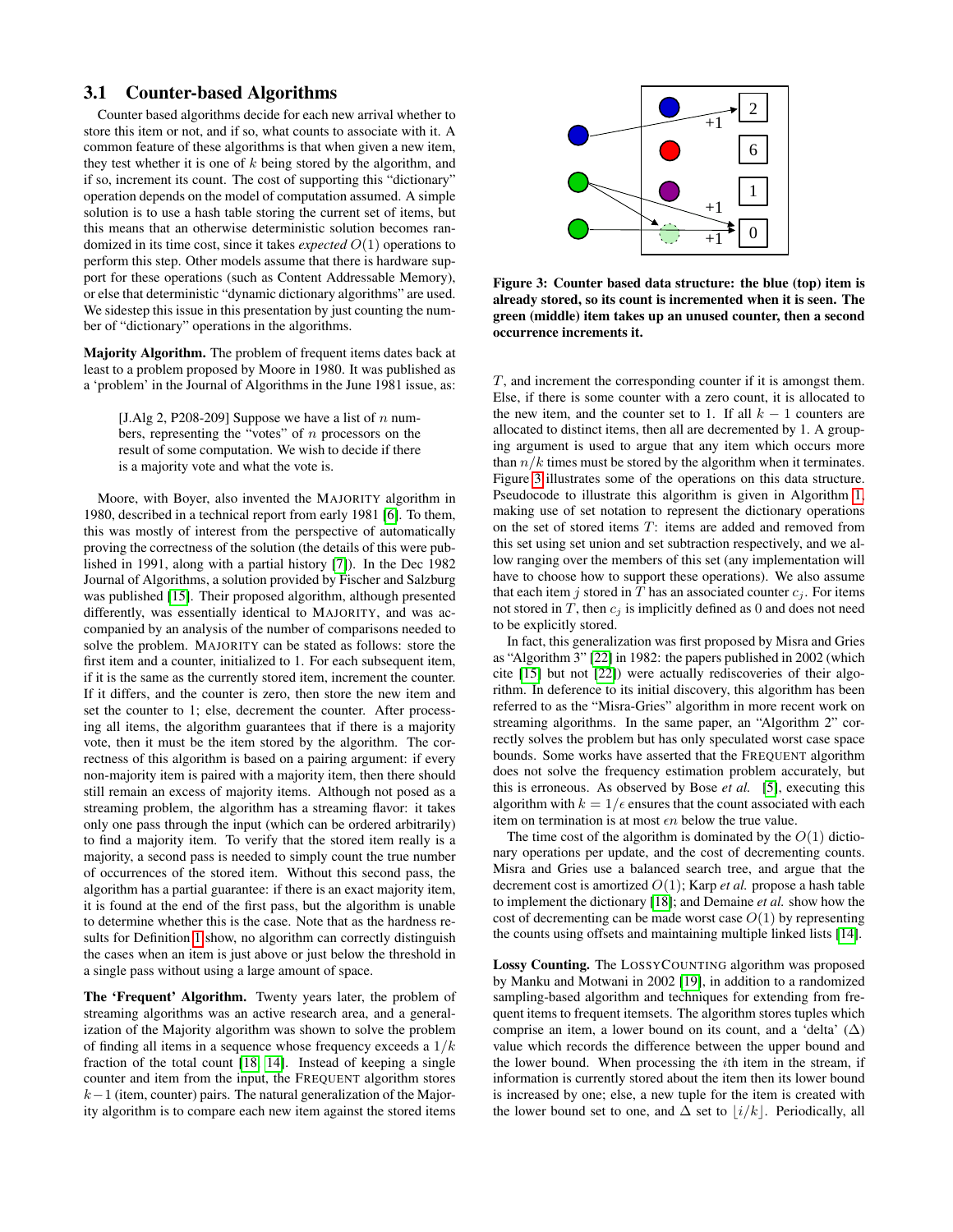### 3.1 Counter-based Algorithms

Counter based algorithms decide for each new arrival whether to store this item or not, and if so, what counts to associate with it. A common feature of these algorithms is that when given a new item, they test whether it is one of $k$ being stored by the algorithm, and if so, increment its count. The cost of supporting this "dictionary" operation depends on the model of computation assumed. A simple solution is to use a hash table storing the current set of items, but this means that an otherwise deterministic solution becomes randomized in its time cost, since it takes *expected* $O(1)$ operations to perform this step. Other models assume that there is hardware support for these operations (such as Content Addressable Memory), or else that deterministic "dynamic dictionary algorithms" are used. We sidestep this issue in this presentation by just counting the number of "dictionary" operations in the algorithms.

**Majority Algorithm.** The problem of frequent items dates back at least to a problem proposed by Moore in 1980. It was published as a 'problem' in the Journal of Algorithms in the June 1981 issue, as:

> [J.Alg 2, P208-209] Suppose we have a list of $n$ numbers, representing the "votes" of $n$ processors on the result of some computation. We wish to decide if there is a majority vote and what the vote is.

Moore, with Boyer, also invented the MAJORITY algorithm in 1980, described in a technical report from early 1981 [6]. To them, this was mostly of interest from the perspective of automatically proving the correctness of the solution (the details of this were published in 1991, along with a partial history [7]). In the Dec 1982 Journal of Algorithms, a solution provided by Fischer and Salzburg was published [15]. Their proposed algorithm, although presented differently, was essentially identical to MAJORITY, and was accompanied by an analysis of the number of comparisons needed to solve the problem. MAJORITY can be stated as follows: store the first item and a counter, initialized to 1. For each subsequent item, if it is the same as the currently stored item, increment the counter. If it differs, and the counter is zero, then store the new item and set the counter to 1; else, decrement the counter. After processing all items, the algorithm guarantees that if there is a majority vote, then it must be the item stored by the algorithm. The correctness of this algorithm is based on a pairing argument: if every non-majority item is paired with a majority item, then there should still remain an excess of majority items. Although not posed as a streaming problem, the algorithm has a streaming flavor: it takes only one pass through the input (which can be ordered arbitrarily) to find a majority item. To verify that the stored item really is a majority, a second pass is needed to simply count the true number of occurrences of the stored item. Without this second pass, the algorithm has a partial guarantee: if there is an exact majority item, it is found at the end of the first pass, but the algorithm is unable to determine whether this is the case. Note that as the hardness results for Definition 1 show, no algorithm can correctly distinguish the cases when an item is just above or just below the threshold in a single pass without using a large amount of space.

**The 'Frequent' Algorithm.** Twenty years later, the problem of streaming algorithms was an active research area, and a generalization of the Majority algorithm was shown to solve the problem of finding all items in a sequence whose frequency exceeds a $1/k$ fraction of the total count [18, 14]. Instead of keeping a single counter and item from the input, the FREQUENT algorithm stores $k-1$ (item, counter) pairs. The natural generalization of the Majority algorithm is to compare each new item against the stored items

2
+1
6
1
+1
0
+1

**Figure 3: Counter based data structure: the blue (top) item is already stored, so its count is incremented when it is seen. The green (middle) item takes up an unused counter, then a second occurrence increments it.**

$T$, and increment the corresponding counter if it is amongst them. Else, if there is some counter with a zero count, it is allocated to the new item, and the counter set to 1. If all $k-1$ counters are allocated to distinct items, then all are decremented by 1. A grouping argument is used to argue that any item which occurs more than $n/k$ times must be stored by the algorithm when it terminates. Figure 3 illustrates some of the operations on this data structure. Pseudocode to illustrate this algorithm is given in Algorithm 1, making use of set notation to represent the dictionary operations on the set of stored items $T$: items are added and removed from this set using set union and set subtraction respectively, and we allow ranging over the members of this set (any implementation will have to choose how to support these operations). We also assume that each item $j$ stored in $T$ has an associated counter $c_j$. For items not stored in $T$, then $c_j$ is implicitly defined as 0 and does not need to be explicitly stored.

In fact, this generalization was first proposed by Misra and Gries as "Algorithm 3" [22] in 1982: the papers published in 2002 (which cite [15] but not [22]) were actually rediscoveries of their algorithm. In deference to its initial discovery, this algorithm has been referred to as the "Misra-Gries" algorithm in more recent work on streaming algorithms. In the same paper, an "Algorithm 2" correctly solves the problem but has only speculated worst case space bounds. Some works have asserted that the FREQUENT algorithm does not solve the frequency estimation problem accurately, but this is erroneous. As observed by Bose *et al.* [5], executing this algorithm with $k = 1/\epsilon$ ensures that the count associated with each item on termination is at most $\epsilon n$ below the true value.

The time cost of the algorithm is dominated by the $O(1)$ dictionary operations per update, and the cost of decrementing counts. Misra and Gries use a balanced search tree, and argue that the decrement cost is amortized $O(1)$; Karp *et al.* propose a hash table to implement the dictionary [18]; and Demaine *et al.* show how the cost of decrementing can be made worst case $O(1)$ by representing the counts using offsets and maintaining multiple linked lists [14].

**Lossy Counting.** The LOSSYCOUNTING algorithm was proposed by Manku and Motwani in 2002 [19], in addition to a randomized sampling-based algorithm and techniques for extending from frequent items to frequent itemsets. The algorithm stores tuples which comprise an item, a lower bound on its count, and a 'delta' ($\Delta$) value which records the difference between the upper bound and the lower bound. When processing the $i$th item in the stream, if information is currently stored about the item then its lower bound is increased by one; else, a new tuple for the item is created with the lower bound set to one, and $\Delta$ set to $\lfloor i/k \rfloor$. Periodically, all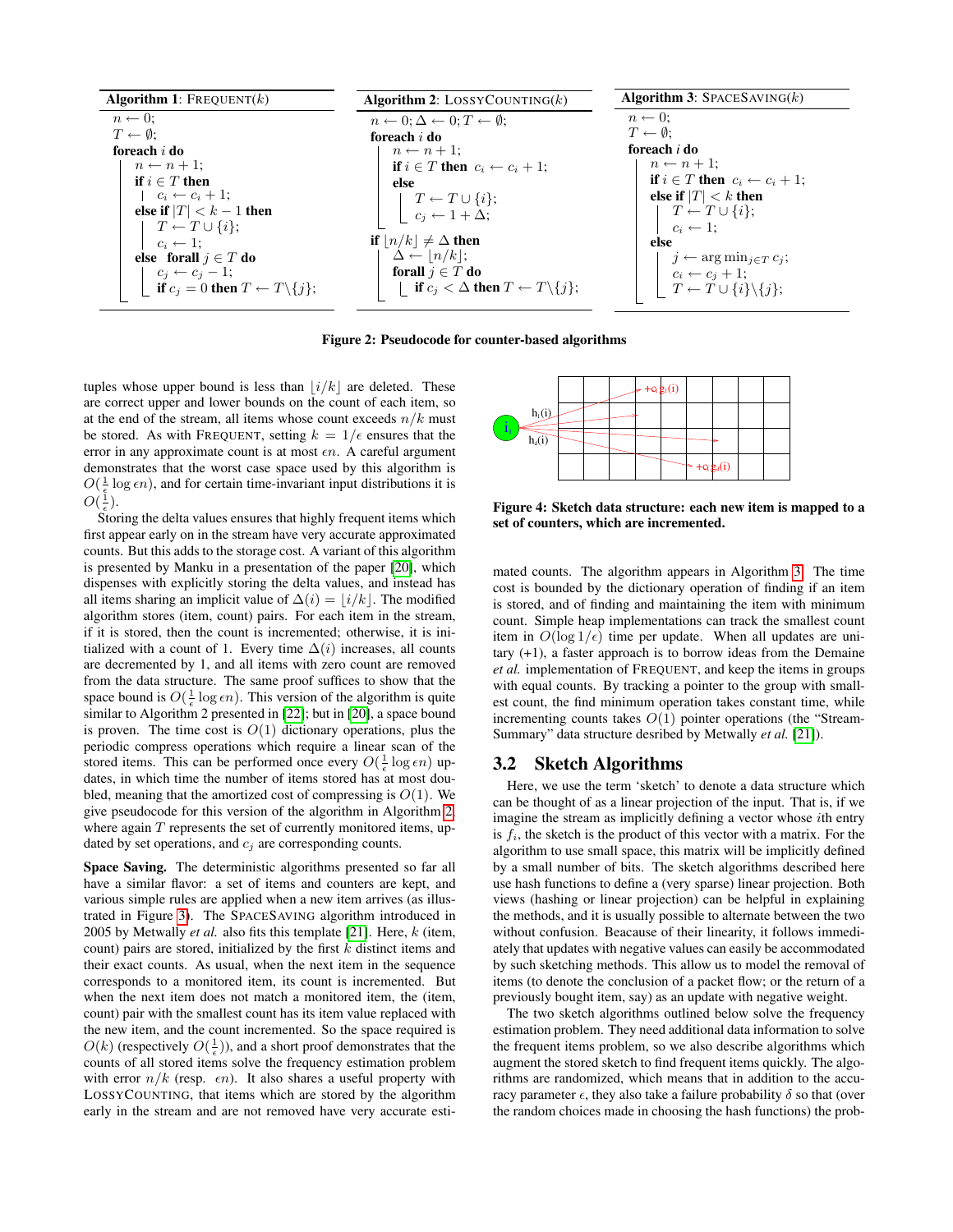**Algorithm 1**: FREQUENT($k$)

```
n ← 0;
T ← ∅;
foreach i do
    n ← n + 1;
    if i ∈ T then
        c_i ← c_i + 1;
    else if |T| < k − 1 then
        T ← T ∪ {i};
        c_i ← 1;
    else forall j ∈ T do
        c_j ← c_j − 1;
        if c_j = 0 then T ← T\{j};
```

**Algorithm 2**: LOSSYCOUNTING($k$)

```
n ← 0; Δ ← 0; T ← ∅;
foreach i do
    n ← n + 1;
    if i ∈ T then c_i ← c_i + 1;
    else
        T ← T ∪ {i};
        c_j ← 1 + Δ;
    if ⌊n/k⌋ ≠ Δ then
        Δ ← ⌊n/k⌋;
        forall j ∈ T do
            if c_j < Δ then T ← T\{j};
```

**Algorithm 3**: SPACESAVING($k$)

```
n ← 0;
T ← ∅;
foreach i do
    n ← n + 1;
    if i ∈ T then c_i ← c_i + 1;
    else if |T| < k then
        T ← T ∪ {i};
        c_i ← 1;
    else
        j ← arg min_{j∈T} c_j;
        c_i ← c_j + 1;
        T ← T ∪ {i}\{j};
```

**Figure 2: Pseudocode for counter-based algorithms**

tuples whose upper bound is less than $\lfloor i/k \rfloor$ are deleted. These are correct upper and lower bounds on the count of each item, so at the end of the stream, all items whose count exceeds $n/k$ must be stored. As with FREQUENT, setting $k = 1/\epsilon$ ensures that the error in any approximate count is at most $\epsilon n$. A careful argument demonstrates that the worst case space used by this algorithm is $O(\frac{1}{\epsilon} \log \epsilon n)$, and for certain time-invariant input distributions it is $O(\frac{1}{\epsilon})$.

Storing the delta values ensures that highly frequent items which first appear early on in the stream have very accurate approximated counts. But this adds to the storage cost. A variant of this algorithm is presented by Manku in a presentation of the paper [20], which dispenses with explicitly storing the delta values, and instead has all items sharing an implicit value of $\Delta(i) = \lfloor i/k \rfloor$. The modified algorithm stores (item, count) pairs. For each item in the stream, if it is stored, then the count is incremented; otherwise, it is initialized with a count of 1. Every time $\Delta(i)$ increases, all counts are decremented by 1, and all items with zero count are removed from the data structure. The same proof suffices to show that the space bound is $O(\frac{1}{\epsilon} \log \epsilon n)$. This version of the algorithm is quite similar to Algorithm 2 presented in [22]; but in [20], a space bound is proven. The time cost is $O(1)$ dictionary operations, plus the periodic compress operations which require a linear scan of the stored items. This can be performed once every $O(\frac{1}{\epsilon} \log \epsilon n)$ updates, in which time the number of items stored has at most doubled, meaning that the amortized cost of compressing is $O(1)$. We give pseudocode for this version of the algorithm in Algorithm 2, where again $T$ represents the set of currently monitored items, updated by set operations, and $c_j$ are corresponding counts.

**Space Saving.** The deterministic algorithms presented so far all have a similar flavor: a set of items and counters are kept, and various simple rules are applied when a new item arrives (as illustrated in Figure 3). The SPACESAVING algorithm introduced in 2005 by Metwally *et al.* also fits this template [21]. Here, $k$ (item, count) pairs are stored, initialized by the first $k$ distinct items and their exact counts. As usual, when the next item in the sequence corresponds to a monitored item, its count is incremented. But when the next item does not match a monitored item, the (item, count) pair with the smallest count has its item value replaced with the new item, and the count incremented. So the space required is $O(k)$ (respectively $O(\frac{1}{\epsilon})$), and a short proof demonstrates that the counts of all stored items solve the frequency estimation problem with error $n/k$ (resp. $\epsilon n$). It also shares a useful property with LOSSYCOUNTING, that items which are stored by the algorithm early in the stream and are not removed have very accurate estimated counts. The algorithm appears in Algorithm 3. The time cost is bounded by the dictionary operation of finding if an item is stored, and of finding and maintaining the item with minimum count. Simple heap implementations can track the smallest count item in $O(\log 1/\epsilon)$ time per update. When all updates are unitary (+1), a faster approach is to borrow ideas from the Demaine *et al.* implementation of FREQUENT, and keep the items in groups with equal counts. By tracking a pointer to the group with smallest count, the find minimum operation takes constant time, while incrementing counts takes $O(1)$ pointer operations (the "Stream-Summary" data structure desribed by Metwally *et al.* [21]).

**Figure 4: Sketch data structure: each new item is mapped to a set of counters, which are incremented.**

## 3.2 Sketch Algorithms

Here, we use the term 'sketch' to denote a data structure which can be thought of as a linear projection of the input. That is, if we imagine the stream as implicitly defining a vector whose $i$th entry is $f_i$, the sketch is the product of this vector with a matrix. For the algorithm to use small space, this matrix will be implicitly defined by a small number of bits. The sketch algorithms described here use hash functions to define a (very sparse) linear projection. Both views (hashing or linear projection) can be helpful in explaining the methods, and it is usually possible to alternate between the two without confusion. Beacause of their linearity, it follows immediately that updates with negative values can easily be accommodated by such sketching methods. This allow us to model the removal of items (to denote the conclusion of a packet flow; or the return of a previously bought item, say) as an update with negative weight.

The two sketch algorithms outlined below solve the frequency estimation problem. They need additional data information to solve the frequent items problem, so we also describe algorithms which augment the stored sketch to find frequent items quickly. The algorithms are randomized, which means that in addition to the accuracy parameter $\epsilon$, they also take a failure probability $\delta$ so that (over the random choices made in choosing the hash functions) the prob-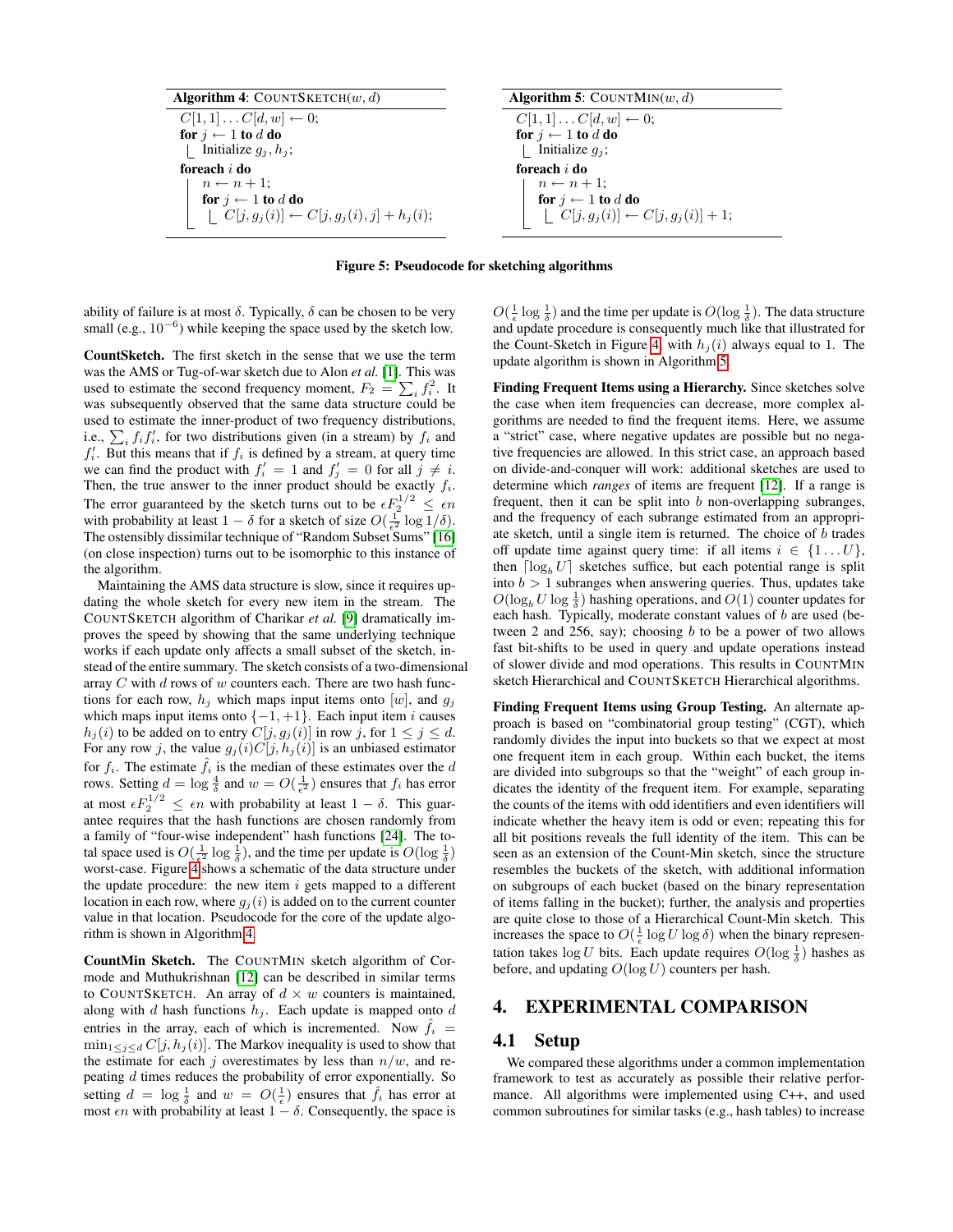**Algorithm 4**: COUNTSKETCH($w$, $d$)

```
C[1,1] ... C[d,w] ← 0;
for j ← 1 to d do
    Initialize g_j, h_j;
foreach i do
    n ← n + 1;
    for j ← 1 to d do
        C[j, g_j(i)] ← C[j, g_j(i), j] + h_j(i);
```

**Algorithm 5**: COUNTMIN($w$, $d$)

```
C[1,1] ... C[d,w] ← 0;
for j ← 1 to d do
    Initialize g_j;
foreach i do
    n ← n + 1;
    for j ← 1 to d do
        C[j, g_j(i)] ← C[j, g_j(i)] + 1;
```

**Figure 5: Pseudocode for sketching algorithms**

ability of failure is at most $\delta$. Typically, $\delta$ can be chosen to be very small (e.g., $10^{-6}$) while keeping the space used by the sketch low.

**CountSketch.** The first sketch in the sense that we use the term was the AMS or Tug-of-war sketch due to Alon *et al.* [1]. This was used to estimate the second frequency moment, $F_2 = \sum_i f_i^2$. It was subsequently observed that the same data structure could be used to estimate the inner-product of two frequency distributions, i.e., $\sum_i f_i f'_i$, for two distributions given (in a stream) by $f_i$ and $f'_i$. But this means that if $f_i$ is defined by a stream, at query time we can find the product with $f'_i = 1$ and $f'_j = 0$ for all $j \neq i$. Then, the true answer to the inner product should be exactly $f_i$. The error guaranteed by the sketch turns out to be $\epsilon F_2^{1/2} \leq \epsilon n$ with probability at least $1 - \delta$ for a sketch of size $O(\frac{1}{\epsilon^2} \log 1/\delta)$. The ostensibly dissimilar technique of "Random Subset Sums" [16] (on close inspection) turns out to be isomorphic to this instance of the algorithm.

Maintaining the AMS data structure is slow, since it requires updating the whole sketch for every new item in the stream. The COUNTSKETCH algorithm of Charikar *et al.* [9] dramatically improves the speed by showing that the same underlying technique works if each update only affects a small subset of the sketch, instead of the entire summary. The sketch consists of a two-dimensional array $C$ with $d$ rows of $w$ counters each. There are two hash functions for each row, $h_j$ which maps input items onto $[w]$, and $g_j$ which maps input items onto $\{-1, +1\}$. Each input item $i$ causes $h_j(i)$ to be added on to entry $C[j, g_j(i)]$ in row $j$, for $1 \leq j \leq d$. For any row $j$, the value $g_j(i)C[j, h_j(i)]$ is an unbiased estimator for $f_i$. The estimate $\hat{f}_i$ is the median of these estimates over the $d$ rows. Setting $d = \log \frac{4}{\delta}$ and $w = O(\frac{1}{\epsilon^2})$ ensures that $f_i$ has error at most $\epsilon F_2^{1/2} \leq \epsilon n$ with probability at least $1 - \delta$. This guarantee requires that the hash functions are chosen randomly from a family of "four-wise independent" hash functions [24]. The total space used is $O(\frac{1}{\epsilon^2} \log \frac{1}{\delta})$, and the time per update is $O(\log \frac{1}{\delta})$ worst-case. Figure 4 shows a schematic of the data structure under the update procedure: the new item $i$ gets mapped to a different location in each row, where $g_j(i)$ is added on to the current counter value in that location. Pseudocode for the core of the update algorithm is shown in Algorithm 4.

**CountMin Sketch.** The COUNTMIN sketch algorithm of Cormode and Muthukrishnan [12] can be described in similar terms to COUNTSKETCH. An array of $d \times w$ counters is maintained, along with $d$ hash functions $h_j$. Each update is mapped onto $d$ entries in the array, each of which is incremented. Now $\hat{f}_i = \min_{1 \leq j \leq d} C[j, h_j(i)]$. The Markov inequality is used to show that the estimate for each $j$ overestimates by less than $n/w$, and repeating $d$ times reduces the probability of error exponentially. So setting $d = \log \frac{1}{\delta}$ and $w = O(\frac{1}{\epsilon})$ ensures that $\hat{f}_i$ has error at most $\epsilon n$ with probability at least $1 - \delta$. Consequently, the space is $O(\frac{1}{\epsilon} \log \frac{1}{\delta})$ and the time per update is $O(\log \frac{1}{\delta})$. The data structure and update procedure is consequently much like that illustrated for the Count-Sketch in Figure 4, with $h_j(i)$ always equal to 1. The update algorithm is shown in Algorithm 5.

**Finding Frequent Items using a Hierarchy.** Since sketches solve the case when item frequencies can decrease, more complex algorithms are needed to find the frequent items. Here, we assume a "strict" case, where negative updates are possible but no negative frequencies are allowed. In this strict case, an approach based on divide-and-conquer will work: additional sketches are used to determine which *ranges* of items are frequent [12]. If a range is frequent, then it can be split into $b$ non-overlapping subranges, and the frequency of each subrange estimated from an appropriate sketch, until a single item is returned. The choice of $b$ trades off update time against query time: if all items $i \in \{1 \ldots U\}$, then $\lceil \log_b U \rceil$ sketches suffice, but each potential range is split into $b > 1$ subranges when answering queries. Thus, updates take $O(\log_b U \log \frac{1}{\delta})$ hashing operations, and $O(1)$ counter updates for each hash. Typically, moderate constant values of $b$ are used (between 2 and 256, say); choosing $b$ to be a power of two allows fast bit-shifts to be used in query and update operations instead of slower divide and mod operations. This results in COUNTMIN sketch Hierarchical and COUNTSKETCH Hierarchical algorithms.

**Finding Frequent Items using Group Testing.** An alternate approach is based on "combinatorial group testing" (CGT), which randomly divides the input into buckets so that we expect at most one frequent item in each group. Within each bucket, the items are divided into subgroups so that the "weight" of each group indicates the identity of the frequent item. For example, separating the counts of the items with odd identifiers and even identifiers will indicate whether the heavy item is odd or even; repeating this for all bit positions reveals the full identity of the item. This can be seen as an extension of the Count-Min sketch, since the structure resembles the buckets of the sketch, with additional information on subgroups of each bucket (based on the binary representation of items falling in the bucket); further, the analysis and properties are quite close to those of a Hierarchical Count-Min sketch. This increases the space to $O(\frac{1}{\epsilon} \log U \log \delta)$ when the binary representation takes $\log U$ bits. Each update requires $O(\log \frac{1}{\delta})$ hashes as before, and updating $O(\log U)$ counters per hash.

## 4. EXPERIMENTAL COMPARISON

### 4.1 Setup

We compared these algorithms under a common implementation framework to test as accurately as possible their relative performance. All algorithms were implemented using C++, and used common subroutines for similar tasks (e.g., hash tables) to increase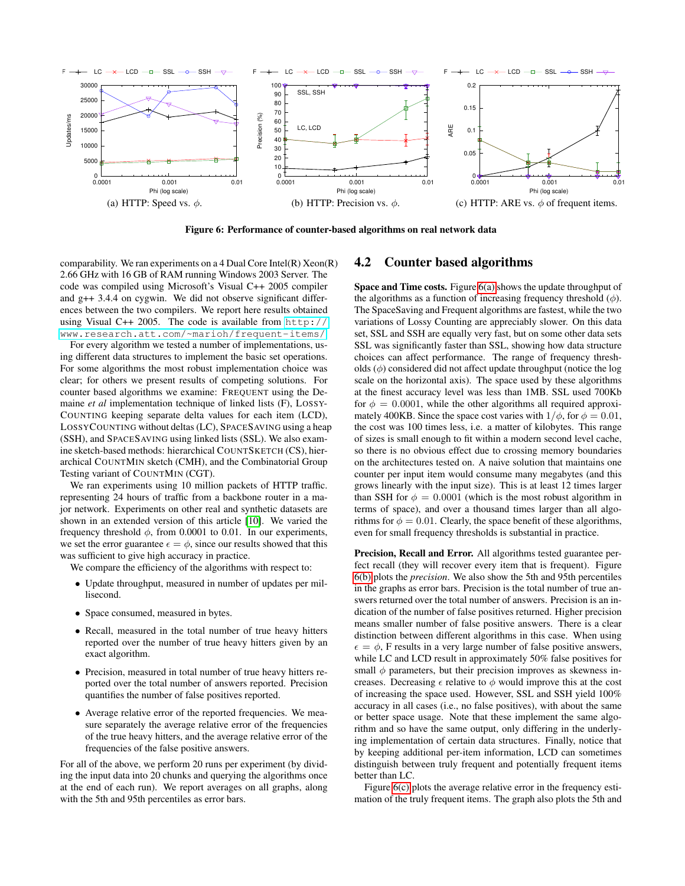(a) HTTP: Speed vs. $\phi$.

(b) HTTP: Precision vs. $\phi$.

(c) HTTP: ARE vs. $\phi$ of frequent items.

**Figure 6: Performance of counter-based algorithms on real network data**

comparability. We ran experiments on a 4 Dual Core Intel(R) Xeon(R) 2.66 GHz with 16 GB of RAM running Windows 2003 Server. The code was compiled using Microsoft's Visual C++ 2005 compiler and g++ 3.4.4 on cygwin. We did not observe significant differences between the two compilers. We report here results obtained using Visual C++ 2005. The code is available from http://www.research.att.com/~marioh/frequent-items/.

For every algorithm we tested a number of implementations, using different data structures to implement the basic set operations. For some algorithms the most robust implementation choice was clear; for others we present results of competing solutions. For counter based algorithms we examine: FREQUENT using the Demaine *et al* implementation technique of linked lists (F), LOSSYCOUNTING keeping separate delta values for each item (LCD), LOSSYCOUNTING without deltas (LC), SPACESAVING using a heap (SSH), and SPACESAVING using linked lists (SSL). We also examine sketch-based methods: hierarchical COUNTSKETCH (CS), hierarchical COUNTMIN sketch (CMH), and the Combinatorial Group Testing variant of COUNTMIN (CGT).

We ran experiments using 10 million packets of HTTP traffic. representing 24 hours of traffic from a backbone router in a major network. Experiments on other real and synthetic datasets are shown in an extended version of this article [10]. We varied the frequency threshold $\phi$, from 0.0001 to 0.01. In our experiments, we set the error guarantee $\epsilon = \phi$, since our results showed that this was sufficient to give high accuracy in practice.

We compare the efficiency of the algorithms with respect to:

- Update throughput, measured in number of updates per millisecond.
- Space consumed, measured in bytes.
- Recall, measured in the total number of true heavy hitters reported over the number of true heavy hitters given by an exact algorithm.
- Precision, measured in total number of true heavy hitters reported over the total number of answers reported. Precision quantifies the number of false positives reported.
- Average relative error of the reported frequencies. We measure separately the average relative error of the frequencies of the true heavy hitters, and the average relative error of the frequencies of the false positive answers.

For all of the above, we perform 20 runs per experiment (by dividing the input data into 20 chunks and querying the algorithms once at the end of each run). We report averages on all graphs, along with the 5th and 95th percentiles as error bars.

## 4.2 Counter based algorithms

**Space and Time costs.** Figure 6(a) shows the update throughput of the algorithms as a function of increasing frequency threshold ($\phi$). The SpaceSaving and Frequent algorithms are fastest, while the two variations of Lossy Counting are appreciably slower. On this data set, SSL and SSH are equally very fast, but on some other data sets SSL was significantly faster than SSL, showing how data structure choices can affect performance. The range of frequency thresholds ($\phi$) considered did not affect update throughput (notice the log scale on the horizontal axis). The space used by these algorithms at the finest accuracy level was less than 1MB. SSL used 700Kb for $\phi = 0.0001$, while the other algorithms all required approximately 400KB. Since the space cost varies with $1/\phi$, for $\phi = 0.01$, the cost was 100 times less, i.e. a matter of kilobytes. This range of sizes is small enough to fit within a modern second level cache, so there is no obvious effect due to crossing memory boundaries on the architectures tested on. A naive solution that maintains one counter per input item would consume many megabytes (and this grows linearly with the input size). This is at least 12 times larger than SSH for $\phi = 0.0001$ (which is the most robust algorithm in terms of space), and over a thousand times larger than all algorithms for $\phi = 0.01$. Clearly, the space benefit of these algorithms, even for small frequency thresholds is substantial in practice.

**Precision, Recall and Error.** All algorithms tested guarantee perfect recall (they will recover every item that is frequent). Figure 6(b) plots the *precision*. We also show the 5th and 95th percentiles in the graphs as error bars. Precision is the total number of true answers returned over the total number of answers. Precision is an indication of the number of false positives returned. Higher precision means smaller number of false positive answers. There is a clear distinction between different algorithms in this case. When using $\epsilon = \phi$, F results in a very large number of false positive answers, while LC and LCD result in approximately 50% false positives for small $\phi$ parameters, but their precision improves as skewness increases. Decreasing $\epsilon$ relative to $\phi$ would improve this at the cost of increasing the space used. However, SSL and SSH yield 100% accuracy in all cases (i.e., no false positives), with about the same or better space usage. Note that these implement the same algorithm and so have the same output, only differing in the underlying implementation of certain data structures. Finally, notice that by keeping additional per-item information, LCD can sometimes distinguish between truly frequent and potentially frequent items better than LC.

Figure 6(c) plots the average relative error in the frequency estimation of the truly frequent items. The graph also plots the 5th and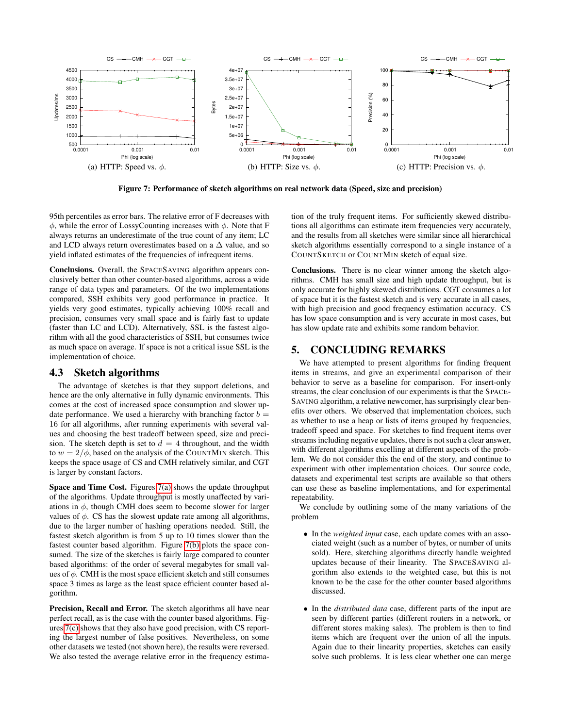CS CMH CGT

4500
4000
3500
3000
2500
2000
1500
1000
500

Updates/ms

0.0001 0.001 0.01

Phi (log scale)

(a) HTTP: Speed vs. $\phi$.

CS CMH CGT

4e+07
3.5e+07
3e+07
2.5e+07
2e+07
1.5e+07
1e+07
5e+06
0

Bytes

0.0001 0.001 0.01

Phi (log scale)

(b) HTTP: Size vs. $\phi$.

CS CMH CGT

100
80
60
40
20
0

Precision (%)

0.0001 0.001 0.01

Phi (log scale)

(c) HTTP: Precision vs. $\phi$.

**Figure 7: Performance of sketch algorithms on real network data (Speed, size and precision)**

95th percentiles as error bars. The relative error of F decreases with $\phi$, while the error of LossyCounting increases with $\phi$. Note that F always returns an underestimate of the true count of any item; LC and LCD always return overestimates based on a $\Delta$ value, and so yield inflated estimates of the frequencies of infrequent items.

**Conclusions.** Overall, the SPACESAVING algorithm appears conclusively better than other counter-based algorithms, across a wide range of data types and parameters. Of the two implementations compared, SSH exhibits very good performance in practice. It yields very good estimates, typically achieving 100% recall and precision, consumes very small space and is fairly fast to update (faster than LC and LCD). Alternatively, SSL is the fastest algorithm with all the good characteristics of SSH, but consumes twice as much space on average. If space is not a critical issue SSL is the implementation of choice.

### 4.3 Sketch algorithms

The advantage of sketches is that they support deletions, and hence are the only alternative in fully dynamic environments. This comes at the cost of increased space consumption and slower update performance. We used a hierarchy with branching factor $b = 16$ for all algorithms, after running experiments with several values and choosing the best tradeoff between speed, size and precision. The sketch depth is set to $d = 4$ throughout, and the width to $w = 2/\phi$, based on the analysis of the COUNTMIN sketch. This keeps the space usage of CS and CMH relatively similar, and CGT is larger by constant factors.

**Space and Time Cost.** Figures 7(a) shows the update throughput of the algorithms. Update throughput is mostly unaffected by variations in $\phi$, though CMH does seem to become slower for larger values of $\phi$. CS has the slowest update rate among all algorithms, due to the larger number of hashing operations needed. Still, the fastest sketch algorithm is from 5 up to 10 times slower than the fastest counter based algorithm. Figure 7(b) plots the space consumed. The size of the sketches is fairly large compared to counter based algorithms: of the order of several megabytes for small values of $\phi$. CMH is the most space efficient sketch and still consumes space 3 times as large as the least space efficient counter based algorithm.

**Precision, Recall and Error.** The sketch algorithms all have near perfect recall, as is the case with the counter based algorithms. Figures 7(c) shows that they also have good precision, with CS reporting the largest number of false positives. Nevertheless, on some other datasets we tested (not shown here), the results were reversed. We also tested the average relative error in the frequency estimation of the truly frequent items. For sufficiently skewed distributions all algorithms can estimate item frequencies very accurately, and the results from all sketches were similar since all hierarchical sketch algorithms essentially correspond to a single instance of a COUNTSKETCH or COUNTMIN sketch of equal size.

**Conclusions.** There is no clear winner among the sketch algorithms. CMH has small size and high update throughput, but is only accurate for highly skewed distributions. CGT consumes a lot of space but it is the fastest sketch and is very accurate in all cases, with high precision and good frequency estimation accuracy. CS has low space consumption and is very accurate in most cases, but has slow update rate and exhibits some random behavior.

## 5. CONCLUDING REMARKS

We have attempted to present algorithms for finding frequent items in streams, and give an experimental comparison of their behavior to serve as a baseline for comparison. For insert-only streams, the clear conclusion of our experiments is that the SPACESAVING algorithm, a relative newcomer, has surprisingly clear benefits over others. We observed that implementation choices, such as whether to use a heap or lists of items grouped by frequencies, tradeoff speed and space. For sketches to find frequent items over streams including negative updates, there is not such a clear answer, with different algorithms excelling at different aspects of the problem. We do not consider this the end of the story, and continue to experiment with other implementation choices. Our source code, datasets and experimental test scripts are available so that others can use these as baseline implementations, and for experimental repeatability.

We conclude by outlining some of the many variations of the problem

- In the *weighted input* case, each update comes with an associated weight (such as a number of bytes, or number of units sold). Here, sketching algorithms directly handle weighted updates because of their linearity. The SPACESAVING algorithm also extends to the weighted case, but this is not known to be the case for the other counter based algorithms discussed.
- In the *distributed data* case, different parts of the input are seen by different parties (different routers in a network, or different stores making sales). The problem is then to find items which are frequent over the union of all the inputs. Again due to their linearity properties, sketches can easily solve such problems. It is less clear whether one can merge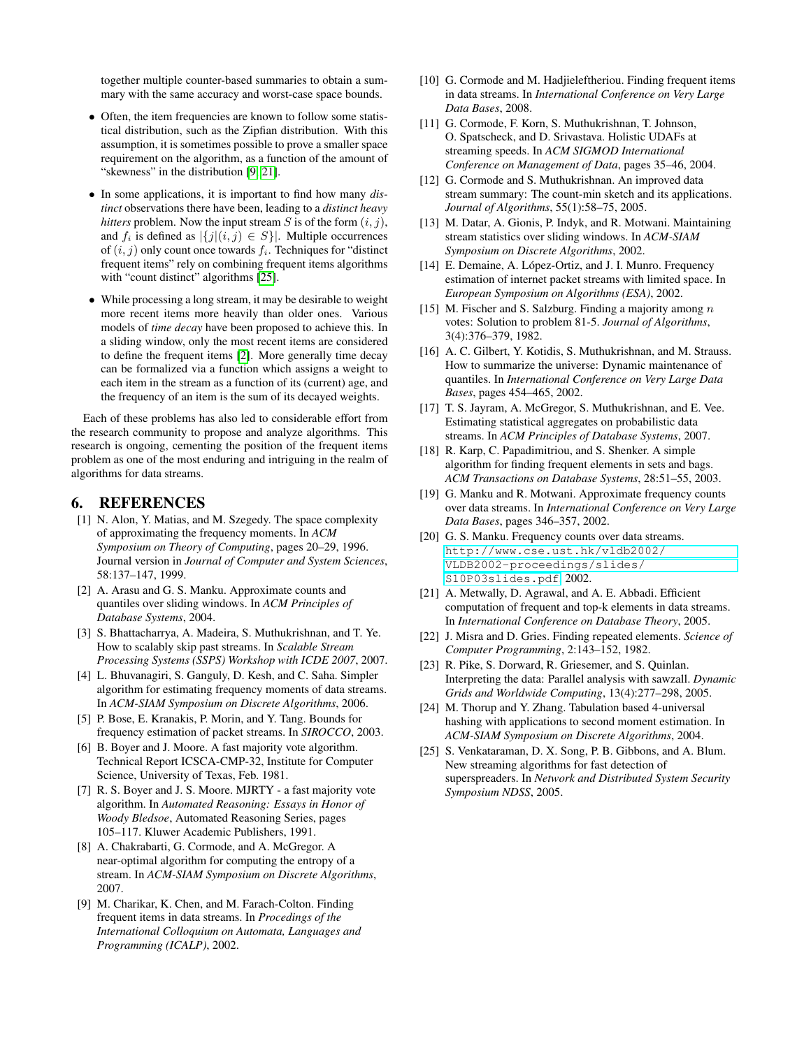together multiple counter-based summaries to obtain a summary with the same accuracy and worst-case space bounds.

- Often, the item frequencies are known to follow some statistical distribution, such as the Zipfian distribution. With this assumption, it is sometimes possible to prove a smaller space requirement on the algorithm, as a function of the amount of "skewness" in the distribution [9, 21].

- In some applications, it is important to find how many *distinct* observations there have been, leading to a *distinct heavy hitters* problem. Now the input stream $S$ is of the form $(i, j)$, and $f_i$ is defined as $|\{j|(i, j) \in S\}|$. Multiple occurrences of $(i, j)$ only count once towards $f_i$. Techniques for "distinct frequent items" rely on combining frequent items algorithms with "count distinct" algorithms [25].

- While processing a long stream, it may be desirable to weight more recent items more heavily than older ones. Various models of *time decay* have been proposed to achieve this. In a sliding window, only the most recent items are considered to define the frequent items [2]. More generally time decay can be formalized via a function which assigns a weight to each item in the stream as a function of its (current) age, and the frequency of an item is the sum of its decayed weights.

Each of these problems has also led to considerable effort from the research community to propose and analyze algorithms. This research is ongoing, cementing the position of the frequent items problem as one of the most enduring and intriguing in the realm of algorithms for data streams.

## 6. REFERENCES

[1] N. Alon, Y. Matias, and M. Szegedy. The space complexity of approximating the frequency moments. In *ACM Symposium on Theory of Computing*, pages 20–29, 1996. Journal version in *Journal of Computer and System Sciences*, 58:137–147, 1999.

[2] A. Arasu and G. S. Manku. Approximate counts and quantiles over sliding windows. In *ACM Principles of Database Systems*, 2004.

[3] S. Bhattacharyya, A. Madeira, S. Muthukrishnan, and T. Ye. How to scalably skip past streams. In *Scalable Stream Processing Systems (SSPS) Workshop with ICDE 2007*, 2007.

[4] L. Bhuvanagiri, S. Ganguly, D. Kesh, and C. Saha. Simpler algorithm for estimating frequency moments of data streams. In *ACM-SIAM Symposium on Discrete Algorithms*, 2006.

[5] P. Bose, E. Kranakis, P. Morin, and Y. Tang. Bounds for frequency estimation of packet streams. In *SIROCCO*, 2003.

[6] B. Boyer and J. Moore. A fast majority vote algorithm. Technical Report ICSCA-CMP-32, Institute for Computer Science, University of Texas, Feb. 1981.

[7] R. S. Boyer and J. S. Moore. MJRTY - a fast majority vote algorithm. In *Automated Reasoning: Essays in Honor of Woody Bledsoe*, Automated Reasoning Series, pages 105–117. Kluwer Academic Publishers, 1991.

[8] A. Chakrabarti, G. Cormode, and A. McGregor. A near-optimal algorithm for computing the entropy of a stream. In *ACM-SIAM Symposium on Discrete Algorithms*, 2007.

[9] M. Charikar, K. Chen, and M. Farach-Colton. Finding frequent items in data streams. In *Procedings of the International Colloquium on Automata, Languages and Programming (ICALP)*, 2002.

[10] G. Cormode and M. Hadjieleftheriou. Finding frequent items in data streams. In *International Conference on Very Large Data Bases*, 2008.

[11] G. Cormode, F. Korn, S. Muthukrishnan, T. Johnson, O. Spatscheck, and D. Srivastava. Holistic UDAFs at streaming speeds. In *ACM SIGMOD International Conference on Management of Data*, pages 35–46, 2004.

[12] G. Cormode and S. Muthukrishnan. An improved data stream summary: The count-min sketch and its applications. *Journal of Algorithms*, 55(1):58–75, 2005.

[13] M. Datar, A. Gionis, P. Indyk, and R. Motwani. Maintaining stream statistics over sliding windows. In *ACM-SIAM Symposium on Discrete Algorithms*, 2002.

[14] E. Demaine, A. López-Ortiz, and J. I. Munro. Frequency estimation of internet packet streams with limited space. In *European Symposium on Algorithms (ESA)*, 2002.

[15] M. Fischer and S. Salzburg. Finding a majority among $n$ votes: Solution to problem 81-5. *Journal of Algorithms*, 3(4):376–379, 1982.

[16] A. C. Gilbert, Y. Kotidis, S. Muthukrishnan, and M. Strauss. How to summarize the universe: Dynamic maintenance of quantiles. In *International Conference on Very Large Data Bases*, pages 454–465, 2002.

[17] T. S. Jayram, A. McGregor, S. Muthukrishnan, and E. Vee. Estimating statistical aggregates on probabilistic data streams. In *ACM Principles of Database Systems*, 2007.

[18] R. Karp, C. Papadimitriou, and S. Shenker. A simple algorithm for finding frequent elements in sets and bags. *ACM Transactions on Database Systems*, 28:51–55, 2003.

[19] G. Manku and R. Motwani. Approximate frequency counts over data streams. In *International Conference on Very Large Data Bases*, pages 346–357, 2002.

[20] G. S. Manku. Frequency counts over data streams. http://www.cse.ust.hk/vldb2002/VLDB2002-proceedings/slides/S10P03slides.pdf, 2002.

[21] A. Metwally, D. Agrawal, and A. E. Abbadi. Efficient computation of frequent and top-k elements in data streams. In *International Conference on Database Theory*, 2005.

[22] J. Misra and D. Gries. Finding repeated elements. *Science of Computer Programming*, 2:143–152, 1982.

[23] R. Pike, S. Dorward, R. Griesemer, and S. Quinlan. Interpreting the data: Parallel analysis with sawzall. *Dynamic Grids and Worldwide Computing*, 13(4):277–298, 2005.

[24] M. Thorup and Y. Zhang. Tabulation based 4-universal hashing with applications to second moment estimation. In *ACM-SIAM Symposium on Discrete Algorithms*, 2004.

[25] S. Venkataraman, D. X. Song, P. B. Gibbons, and A. Blum. New streaming algorithms for fast detection of superspreaders. In *Network and Distributed System Security Symposium NDSS*, 2005.